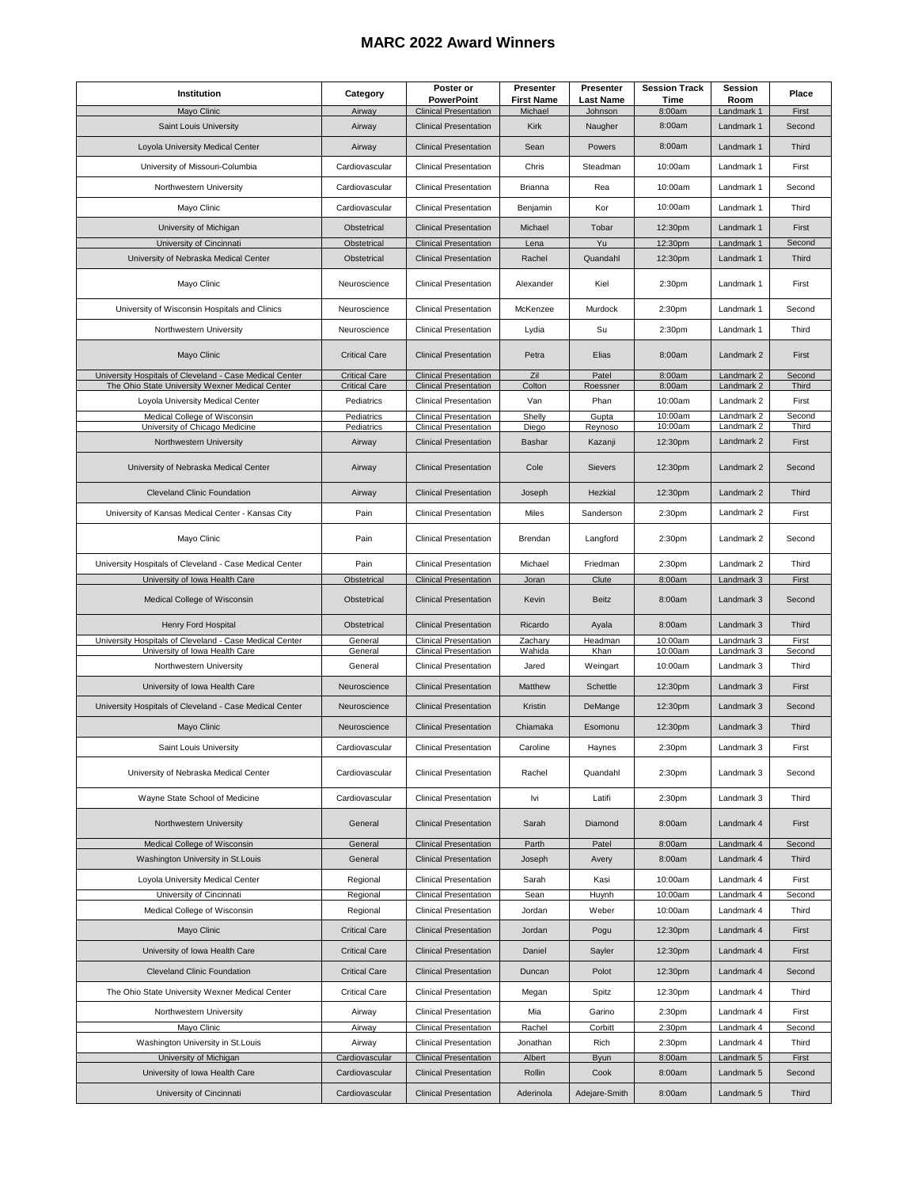# MARC 2022 Award Winners

| Institution | Category | Poster or PowerPoint | Presenter First Name | Presenter Last Name | Session Track Time | Session Room | Place |
|---|---|---|---|---|---|---|---|
| Mayo Clinic | Airway | Clinical Presentation | Michael | Johnson | 8:00am | Landmark 1 | First |
| Saint Louis University | Airway | Clinical Presentation | Kirk | Naugher | 8:00am | Landmark 1 | Second |
| Loyola University Medical Center | Airway | Clinical Presentation | Sean | Powers | 8:00am | Landmark 1 | Third |
| University of Missouri-Columbia | Cardiovascular | Clinical Presentation | Chris | Steadman | 10:00am | Landmark 1 | First |
| Northwestern University | Cardiovascular | Clinical Presentation | Brianna | Rea | 10:00am | Landmark 1 | Second |
| Mayo Clinic | Cardiovascular | Clinical Presentation | Benjamin | Kor | 10:00am | Landmark 1 | Third |
| University of Michigan | Obstetrical | Clinical Presentation | Michael | Tobar | 12:30pm | Landmark 1 | First |
| University of Cincinnati | Obstetrical | Clinical Presentation | Lena | Yu | 12:30pm | Landmark 1 | Second |
| University of Nebraska Medical Center | Obstetrical | Clinical Presentation | Rachel | Quandahl | 12:30pm | Landmark 1 | Third |
| Mayo Clinic | Neuroscience | Clinical Presentation | Alexander | Kiel | 2:30pm | Landmark 1 | First |
| University of Wisconsin Hospitals and Clinics | Neuroscience | Clinical Presentation | McKenzee | Murdock | 2:30pm | Landmark 1 | Second |
| Northwestern University | Neuroscience | Clinical Presentation | Lydia | Su | 2:30pm | Landmark 1 | Third |
| Mayo Clinic | Critical Care | Clinical Presentation | Petra | Elias | 8:00am | Landmark 2 | First |
| University Hospitals of Cleveland - Case Medical Center | Critical Care | Clinical Presentation | Zil | Patel | 8:00am | Landmark 2 | Second |
| The Ohio State University Wexner Medical Center | Critical Care | Clinical Presentation | Colton | Roessner | 8:00am | Landmark 2 | Third |
| Loyola University Medical Center | Pediatrics | Clinical Presentation | Van | Phan | 10:00am | Landmark 2 | First |
| Medical College of Wisconsin | Pediatrics | Clinical Presentation | Shelly | Gupta | 10:00am | Landmark 2 | Second |
| University of Chicago Medicine | Pediatrics | Clinical Presentation | Diego | Reynoso | 10:00am | Landmark 2 | Third |
| Northwestern University | Airway | Clinical Presentation | Bashar | Kazanji | 12:30pm | Landmark 2 | First |
| University of Nebraska Medical Center | Airway | Clinical Presentation | Cole | Sievers | 12:30pm | Landmark 2 | Second |
| Cleveland Clinic Foundation | Airway | Clinical Presentation | Joseph | Hezkial | 12:30pm | Landmark 2 | Third |
| University of Kansas Medical Center - Kansas City | Pain | Clinical Presentation | Miles | Sanderson | 2:30pm | Landmark 2 | First |
| Mayo Clinic | Pain | Clinical Presentation | Brendan | Langford | 2:30pm | Landmark 2 | Second |
| University Hospitals of Cleveland - Case Medical Center | Pain | Clinical Presentation | Michael | Friedman | 2:30pm | Landmark 2 | Third |
| University of Iowa Health Care | Obstetrical | Clinical Presentation | Joran | Clute | 8:00am | Landmark 3 | First |
| Medical College of Wisconsin | Obstetrical | Clinical Presentation | Kevin | Beitz | 8:00am | Landmark 3 | Second |
| Henry Ford Hospital | Obstetrical | Clinical Presentation | Ricardo | Ayala | 8:00am | Landmark 3 | Third |
| University Hospitals of Cleveland - Case Medical Center | General | Clinical Presentation | Zachary | Headman | 10:00am | Landmark 3 | First |
| University of Iowa Health Care | General | Clinical Presentation | Wahida | Khan | 10:00am | Landmark 3 | Second |
| Northwestern University | General | Clinical Presentation | Jared | Weingart | 10:00am | Landmark 3 | Third |
| University of Iowa Health Care | Neuroscience | Clinical Presentation | Matthew | Schettle | 12:30pm | Landmark 3 | First |
| University Hospitals of Cleveland - Case Medical Center | Neuroscience | Clinical Presentation | Kristin | DeMange | 12:30pm | Landmark 3 | Second |
| Mayo Clinic | Neuroscience | Clinical Presentation | Chiamaka | Esomonu | 12:30pm | Landmark 3 | Third |
| Saint Louis University | Cardiovascular | Clinical Presentation | Caroline | Haynes | 2:30pm | Landmark 3 | First |
| University of Nebraska Medical Center | Cardiovascular | Clinical Presentation | Rachel | Quandahl | 2:30pm | Landmark 3 | Second |
| Wayne State School of Medicine | Cardiovascular | Clinical Presentation | Ivi | Latifi | 2:30pm | Landmark 3 | Third |
| Northwestern University | General | Clinical Presentation | Sarah | Diamond | 8:00am | Landmark 4 | First |
| Medical College of Wisconsin | General | Clinical Presentation | Parth | Patel | 8:00am | Landmark 4 | Second |
| Washington University in St.Louis | General | Clinical Presentation | Joseph | Avery | 8:00am | Landmark 4 | Third |
| Loyola University Medical Center | Regional | Clinical Presentation | Sarah | Kasi | 10:00am | Landmark 4 | First |
| University of Cincinnati | Regional | Clinical Presentation | Sean | Huynh | 10:00am | Landmark 4 | Second |
| Medical College of Wisconsin | Regional | Clinical Presentation | Jordan | Weber | 10:00am | Landmark 4 | Third |
| Mayo Clinic | Critical Care | Clinical Presentation | Jordan | Pogu | 12:30pm | Landmark 4 | First |
| University of Iowa Health Care | Critical Care | Clinical Presentation | Daniel | Sayler | 12:30pm | Landmark 4 | First |
| Cleveland Clinic Foundation | Critical Care | Clinical Presentation | Duncan | Polot | 12:30pm | Landmark 4 | Second |
| The Ohio State University Wexner Medical Center | Critical Care | Clinical Presentation | Megan | Spitz | 12:30pm | Landmark 4 | Third |
| Northwestern University | Airway | Clinical Presentation | Mia | Garino | 2:30pm | Landmark 4 | First |
| Mayo Clinic | Airway | Clinical Presentation | Rachel | Corbitt | 2:30pm | Landmark 4 | Second |
| Washington University in St.Louis | Airway | Clinical Presentation | Jonathan | Rich | 2:30pm | Landmark 4 | Third |
| University of Michigan | Cardiovascular | Clinical Presentation | Albert | Byun | 8:00am | Landmark 5 | First |
| University of Iowa Health Care | Cardiovascular | Clinical Presentation | Rollin | Cook | 8:00am | Landmark 5 | Second |
| University of Cincinnati | Cardiovascular | Clinical Presentation | Aderinola | Adejare-Smith | 8:00am | Landmark 5 | Third |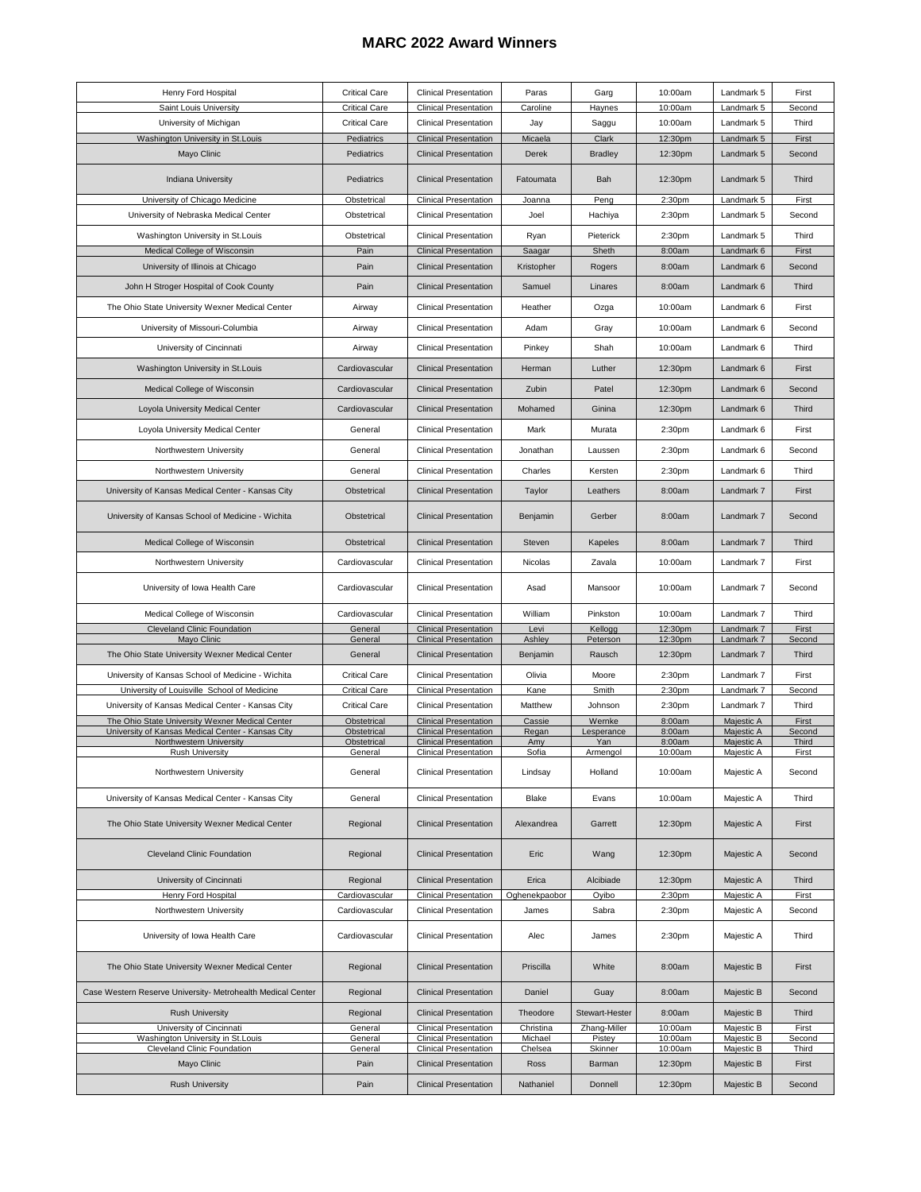# MARC 2022 Award Winners

| | | | | | | | |
|---|---|---|---|---|---|---|---|
| Henry Ford Hospital | Critical Care | Clinical Presentation | Paras | Garg | 10:00am | Landmark 5 | First |
| Saint Louis University | Critical Care | Clinical Presentation | Caroline | Haynes | 10:00am | Landmark 5 | Second |
| University of Michigan | Critical Care | Clinical Presentation | Jay | Saggu | 10:00am | Landmark 5 | Third |
| Washington University in St.Louis | Pediatrics | Clinical Presentation | Micaela | Clark | 12:30pm | Landmark 5 | First |
| Mayo Clinic | Pediatrics | Clinical Presentation | Derek | Bradley | 12:30pm | Landmark 5 | Second |
| Indiana University | Pediatrics | Clinical Presentation | Fatoumata | Bah | 12:30pm | Landmark 5 | Third |
| University of Chicago Medicine | Obstetrical | Clinical Presentation | Joanna | Peng | 2:30pm | Landmark 5 | First |
| University of Nebraska Medical Center | Obstetrical | Clinical Presentation | Joel | Hachiya | 2:30pm | Landmark 5 | Second |
| Washington University in St.Louis | Obstetrical | Clinical Presentation | Ryan | Pieterick | 2:30pm | Landmark 5 | Third |
| Medical College of Wisconsin | Pain | Clinical Presentation | Saagar | Sheth | 8:00am | Landmark 6 | First |
| University of Illinois at Chicago | Pain | Clinical Presentation | Kristopher | Rogers | 8:00am | Landmark 6 | Second |
| John H Stroger Hospital of Cook County | Pain | Clinical Presentation | Samuel | Linares | 8:00am | Landmark 6 | Third |
| The Ohio State University Wexner Medical Center | Airway | Clinical Presentation | Heather | Ozga | 10:00am | Landmark 6 | First |
| University of Missouri-Columbia | Airway | Clinical Presentation | Adam | Gray | 10:00am | Landmark 6 | Second |
| University of Cincinnati | Airway | Clinical Presentation | Pinkey | Shah | 10:00am | Landmark 6 | Third |
| Washington University in St.Louis | Cardiovascular | Clinical Presentation | Herman | Luther | 12:30pm | Landmark 6 | First |
| Medical College of Wisconsin | Cardiovascular | Clinical Presentation | Zubin | Patel | 12:30pm | Landmark 6 | Second |
| Loyola University Medical Center | Cardiovascular | Clinical Presentation | Mohamed | Ginina | 12:30pm | Landmark 6 | Third |
| Loyola University Medical Center | General | Clinical Presentation | Mark | Murata | 2:30pm | Landmark 6 | First |
| Northwestern University | General | Clinical Presentation | Jonathan | Laussen | 2:30pm | Landmark 6 | Second |
| Northwestern University | General | Clinical Presentation | Charles | Kersten | 2:30pm | Landmark 6 | Third |
| University of Kansas Medical Center - Kansas City | Obstetrical | Clinical Presentation | Taylor | Leathers | 8:00am | Landmark 7 | First |
| University of Kansas School of Medicine - Wichita | Obstetrical | Clinical Presentation | Benjamin | Gerber | 8:00am | Landmark 7 | Second |
| Medical College of Wisconsin | Obstetrical | Clinical Presentation | Steven | Kapeles | 8:00am | Landmark 7 | Third |
| Northwestern University | Cardiovascular | Clinical Presentation | Nicolas | Zavala | 10:00am | Landmark 7 | First |
| University of Iowa Health Care | Cardiovascular | Clinical Presentation | Asad | Mansoor | 10:00am | Landmark 7 | Second |
| Medical College of Wisconsin | Cardiovascular | Clinical Presentation | William | Pinkston | 10:00am | Landmark 7 | Third |
| Cleveland Clinic Foundation | General | Clinical Presentation | Levi | Kellogg | 12:30pm | Landmark 7 | First |
| Mayo Clinic | General | Clinical Presentation | Ashley | Peterson | 12:30pm | Landmark 7 | Second |
| The Ohio State University Wexner Medical Center | General | Clinical Presentation | Benjamin | Rausch | 12:30pm | Landmark 7 | Third |
| University of Kansas School of Medicine - Wichita | Critical Care | Clinical Presentation | Olivia | Moore | 2:30pm | Landmark 7 | First |
| University of Louisville School of Medicine | Critical Care | Clinical Presentation | Kane | Smith | 2:30pm | Landmark 7 | Second |
| University of Kansas Medical Center - Kansas City | Critical Care | Clinical Presentation | Matthew | Johnson | 2:30pm | Landmark 7 | Third |
| The Ohio State University Wexner Medical Center | Obstetrical | Clinical Presentation | Cassie | Wernke | 8:00am | Majestic A | First |
| University of Kansas Medical Center - Kansas City | Obstetrical | Clinical Presentation | Regan | Lesperance | 8:00am | Majestic A | Second |
| Northwestern University | Obstetrical | Clinical Presentation | Amy | Yan | 8:00am | Majestic A | Third |
| Rush University | General | Clinical Presentation | Sofia | Armengol | 10:00am | Majestic A | First |
| Northwestern University | General | Clinical Presentation | Lindsay | Holland | 10:00am | Majestic A | Second |
| University of Kansas Medical Center - Kansas City | General | Clinical Presentation | Blake | Evans | 10:00am | Majestic A | Third |
| The Ohio State University Wexner Medical Center | Regional | Clinical Presentation | Alexandrea | Garrett | 12:30pm | Majestic A | First |
| Cleveland Clinic Foundation | Regional | Clinical Presentation | Eric | Wang | 12:30pm | Majestic A | Second |
| University of Cincinnati | Regional | Clinical Presentation | Erica | Alcibiade | 12:30pm | Majestic A | Third |
| Henry Ford Hospital | Cardiovascular | Clinical Presentation | Oghenekpaobor | Oyibo | 2:30pm | Majestic A | First |
| Northwestern University | Cardiovascular | Clinical Presentation | James | Sabra | 2:30pm | Majestic A | Second |
| University of Iowa Health Care | Cardiovascular | Clinical Presentation | Alec | James | 2:30pm | Majestic A | Third |
| The Ohio State University Wexner Medical Center | Regional | Clinical Presentation | Priscilla | White | 8:00am | Majestic B | First |
| Case Western Reserve University- Metrohealth Medical Center | Regional | Clinical Presentation | Daniel | Guay | 8:00am | Majestic B | Second |
| Rush University | Regional | Clinical Presentation | Theodore | Stewart-Hester | 8:00am | Majestic B | Third |
| University of Cincinnati | General | Clinical Presentation | Christina | Zhang-Miller | 10:00am | Majestic B | First |
| Washington University in St.Louis | General | Clinical Presentation | Michael | Pistey | 10:00am | Majestic B | Second |
| Cleveland Clinic Foundation | General | Clinical Presentation | Chelsea | Skinner | 10:00am | Majestic B | Third |
| Mayo Clinic | Pain | Clinical Presentation | Ross | Barman | 12:30pm | Majestic B | First |
| Rush University | Pain | Clinical Presentation | Nathaniel | Donnell | 12:30pm | Majestic B | Second |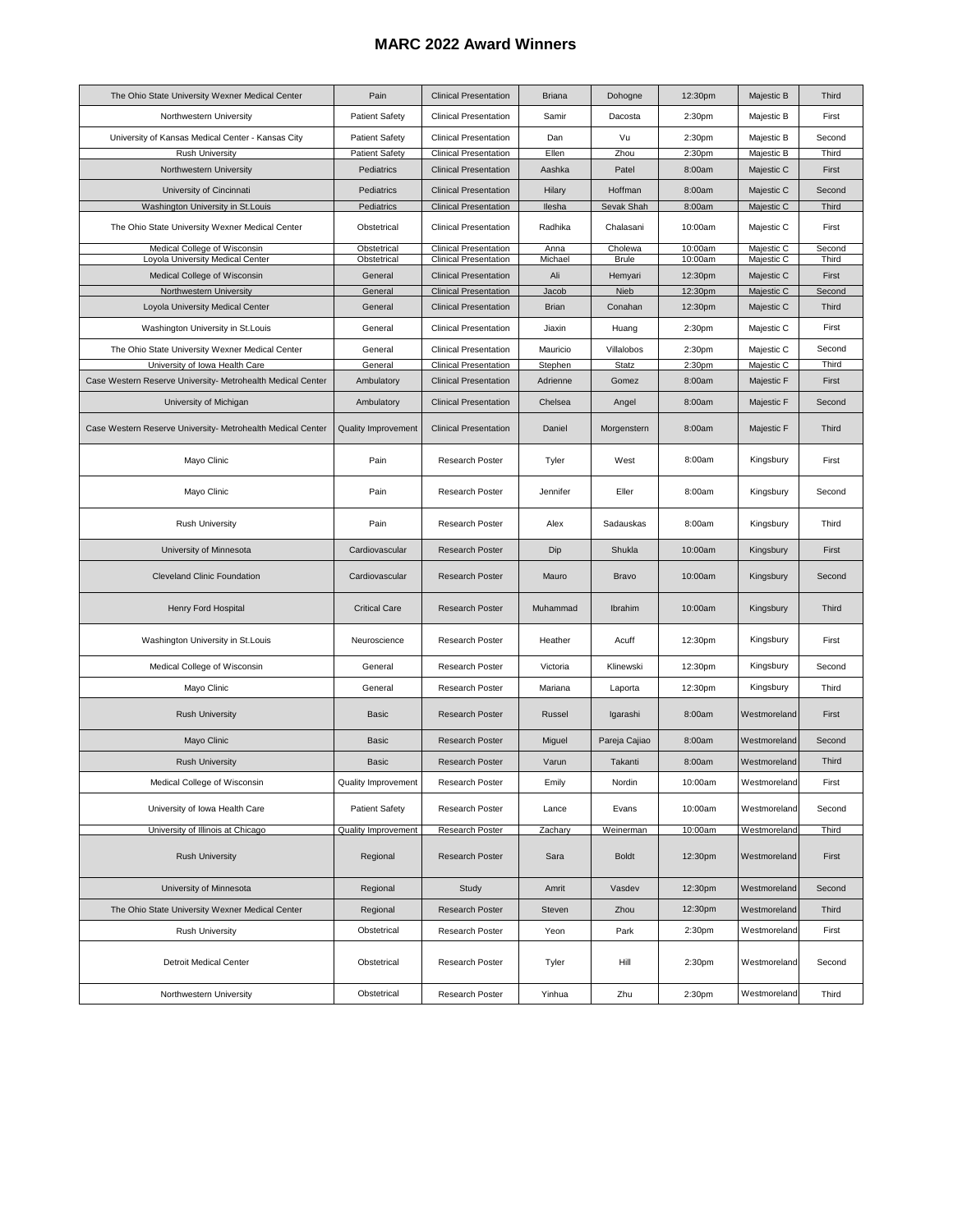## MARC 2022 Award Winners

| | | | | | | | |
|---|---|---|---|---|---|---|---|
| The Ohio State University Wexner Medical Center | Pain | Clinical Presentation | Briana | Dohogne | 12:30pm | Majestic B | Third |
| Northwestern University | Patient Safety | Clinical Presentation | Samir | Dacosta | 2:30pm | Majestic B | First |
| University of Kansas Medical Center - Kansas City | Patient Safety | Clinical Presentation | Dan | Vu | 2:30pm | Majestic B | Second |
| Rush University | Patient Safety | Clinical Presentation | Ellen | Zhou | 2:30pm | Majestic B | Third |
| Northwestern University | Pediatrics | Clinical Presentation | Aashka | Patel | 8:00am | Majestic C | First |
| University of Cincinnati | Pediatrics | Clinical Presentation | Hilary | Hoffman | 8:00am | Majestic C | Second |
| Washington University in St.Louis | Pediatrics | Clinical Presentation | Ilesha | Sevak Shah | 8:00am | Majestic C | Third |
| The Ohio State University Wexner Medical Center | Obstetrical | Clinical Presentation | Radhika | Chalasani | 10:00am | Majestic C | First |
| Medical College of Wisconsin | Obstetrical | Clinical Presentation | Anna | Cholewa | 10:00am | Majestic C | Second |
| Loyola University Medical Center | Obstetrical | Clinical Presentation | Michael | Brule | 10:00am | Majestic C | Third |
| Medical College of Wisconsin | General | Clinical Presentation | Ali | Hemyari | 12:30pm | Majestic C | First |
| Northwestern University | General | Clinical Presentation | Jacob | Nieb | 12:30pm | Majestic C | Second |
| Loyola University Medical Center | General | Clinical Presentation | Brian | Conahan | 12:30pm | Majestic C | Third |
| Washington University in St.Louis | General | Clinical Presentation | Jiaxin | Huang | 2:30pm | Majestic C | First |
| The Ohio State University Wexner Medical Center | General | Clinical Presentation | Mauricio | Villalobos | 2:30pm | Majestic C | Second |
| University of Iowa Health Care | General | Clinical Presentation | Stephen | Statz | 2:30pm | Majestic C | Third |
| Case Western Reserve University- Metrohealth Medical Center | Ambulatory | Clinical Presentation | Adrienne | Gomez | 8:00am | Majestic F | First |
| University of Michigan | Ambulatory | Clinical Presentation | Chelsea | Angel | 8:00am | Majestic F | Second |
| Case Western Reserve University- Metrohealth Medical Center | Quality Improvement | Clinical Presentation | Daniel | Morgenstern | 8:00am | Majestic F | Third |
| Mayo Clinic | Pain | Research Poster | Tyler | West | 8:00am | Kingsbury | First |
| Mayo Clinic | Pain | Research Poster | Jennifer | Eller | 8:00am | Kingsbury | Second |
| Rush University | Pain | Research Poster | Alex | Sadauskas | 8:00am | Kingsbury | Third |
| University of Minnesota | Cardiovascular | Research Poster | Dip | Shukla | 10:00am | Kingsbury | First |
| Cleveland Clinic Foundation | Cardiovascular | Research Poster | Mauro | Bravo | 10:00am | Kingsbury | Second |
| Henry Ford Hospital | Critical Care | Research Poster | Muhammad | Ibrahim | 10:00am | Kingsbury | Third |
| Washington University in St.Louis | Neuroscience | Research Poster | Heather | Acuff | 12:30pm | Kingsbury | First |
| Medical College of Wisconsin | General | Research Poster | Victoria | Klinewski | 12:30pm | Kingsbury | Second |
| Mayo Clinic | General | Research Poster | Mariana | Laporta | 12:30pm | Kingsbury | Third |
| Rush University | Basic | Research Poster | Russel | Igarashi | 8:00am | Westmoreland | First |
| Mayo Clinic | Basic | Research Poster | Miguel | Pareja Cajiao | 8:00am | Westmoreland | Second |
| Rush University | Basic | Research Poster | Varun | Takanti | 8:00am | Westmoreland | Third |
| Medical College of Wisconsin | Quality Improvement | Research Poster | Emily | Nordin | 10:00am | Westmoreland | First |
| University of Iowa Health Care | Patient Safety | Research Poster | Lance | Evans | 10:00am | Westmoreland | Second |
| University of Illinois at Chicago | Quality Improvement | Research Poster | Zachary | Weinerman | 10:00am | Westmoreland | Third |
| Rush University | Regional | Research Poster | Sara | Boldt | 12:30pm | Westmoreland | First |
| University of Minnesota | Regional | Study | Amrit | Vasdev | 12:30pm | Westmoreland | Second |
| The Ohio State University Wexner Medical Center | Regional | Research Poster | Steven | Zhou | 12:30pm | Westmoreland | Third |
| Rush University | Obstetrical | Research Poster | Yeon | Park | 2:30pm | Westmoreland | First |
| Detroit Medical Center | Obstetrical | Research Poster | Tyler | Hill | 2:30pm | Westmoreland | Second |
| Northwestern University | Obstetrical | Research Poster | Yinhua | Zhu | 2:30pm | Westmoreland | Third |